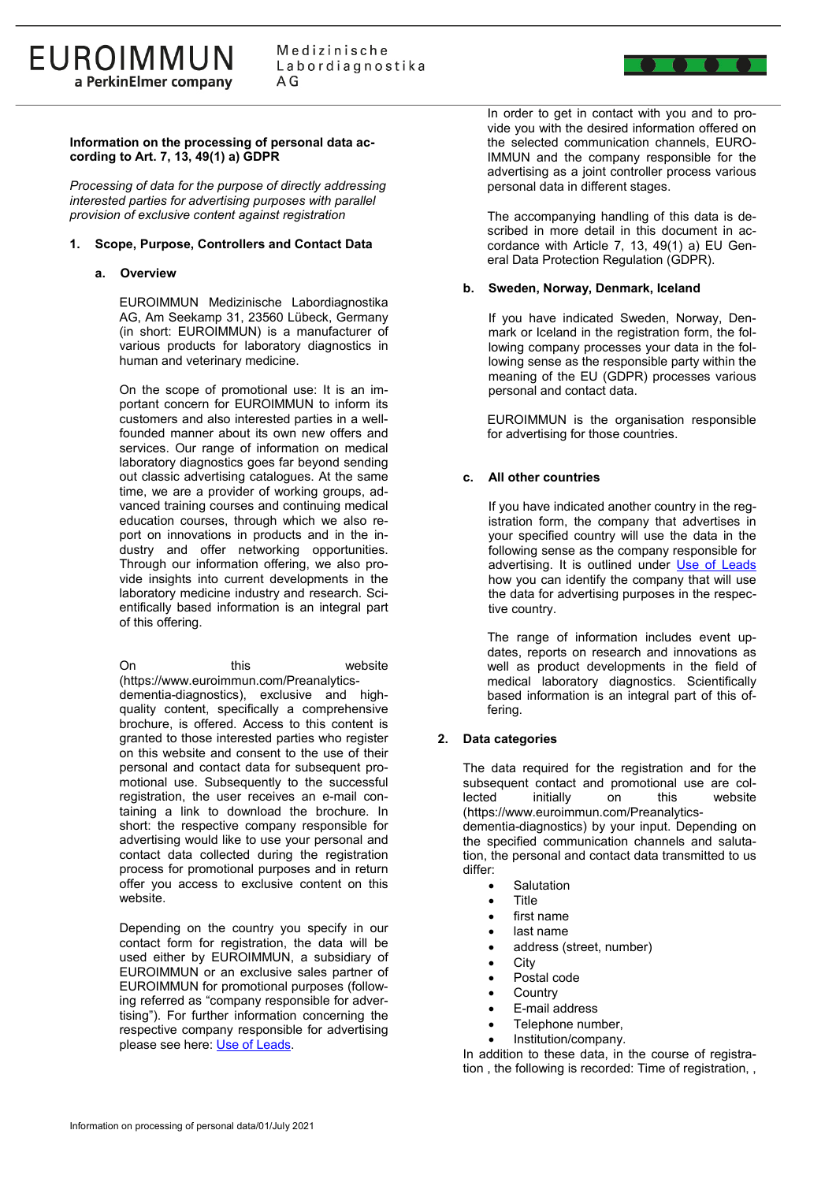EUROIMMUN
a PerkinElmer company

Medizinische Labordiagnostika AG

**Information on the processing of personal data according to Art. 7, 13, 49(1) a) GDPR**

*Processing of data for the purpose of directly addressing interested parties for advertising purposes with parallel provision of exclusive content against registration*

## 1. Scope, Purpose, Controllers and Contact Data

### a. Overview

EUROIMMUN Medizinische Labordiagnostika AG, Am Seekamp 31, 23560 Lübeck, Germany (in short: EUROIMMUN) is a manufacturer of various products for laboratory diagnostics in human and veterinary medicine.

On the scope of promotional use: It is an important concern for EUROIMMUN to inform its customers and also interested parties in a well-founded manner about its own new offers and services. Our range of information on medical laboratory diagnostics goes far beyond sending out classic advertising catalogues. At the same time, we are a provider of working groups, advanced training courses and continuing medical education courses, through which we also report on innovations in products and in the industry and offer networking opportunities. Through our information offering, we also provide insights into current developments in the laboratory medicine industry and research. Scientifically based information is an integral part of this offering.

On this website (https://www.euroimmun.com/Preanalytics-dementia-diagnostics), exclusive and high-quality content, specifically a comprehensive brochure, is offered. Access to this content is granted to those interested parties who register on this website and consent to the use of their personal and contact data for subsequent promotional use. Subsequently to the successful registration, the user receives an e-mail containing a link to download the brochure. In short: the respective company responsible for advertising would like to use your personal and contact data collected during the registration process for promotional purposes and in return offer you access to exclusive content on this website.

Depending on the country you specify in our contact form for registration, the data will be used either by EUROIMMUN, a subsidiary of EUROIMMUN or an exclusive sales partner of EUROIMMUN for promotional purposes (following referred as "company responsible for advertising"). For further information concerning the respective company responsible for advertising please see here: Use of Leads.

In order to get in contact with you and to provide you with the desired information offered on the selected communication channels, EUROIMMUN and the company responsible for the advertising as a joint controller process various personal data in different stages.

The accompanying handling of this data is described in more detail in this document in accordance with Article 7, 13, 49(1) a) EU General Data Protection Regulation (GDPR).

### b. Sweden, Norway, Denmark, Iceland

If you have indicated Sweden, Norway, Denmark or Iceland in the registration form, the following company processes your data in the following sense as the responsible party within the meaning of the EU (GDPR) processes various personal and contact data.

EUROIMMUN is the organisation responsible for advertising for those countries.

### c. All other countries

If you have indicated another country in the registration form, the company that advertises in your specified country will use the data in the following sense as the company responsible for advertising. It is outlined under Use of Leads how you can identify the company that will use the data for advertising purposes in the respective country.

The range of information includes event updates, reports on research and innovations as well as product developments in the field of medical laboratory diagnostics. Scientifically based information is an integral part of this offering.

## 2. Data categories

The data required for the registration and for the subsequent contact and promotional use are collected initially on this website (https://www.euroimmun.com/Preanalytics-dementia-diagnostics) by your input. Depending on the specified communication channels and salutation, the personal and contact data transmitted to us differ:

- Salutation
- Title
- first name
- last name
- address (street, number)
- City
- Postal code
- Country
- E-mail address
- Telephone number,
- Institution/company.

In addition to these data, in the course of registration , the following is recorded: Time of registration, ,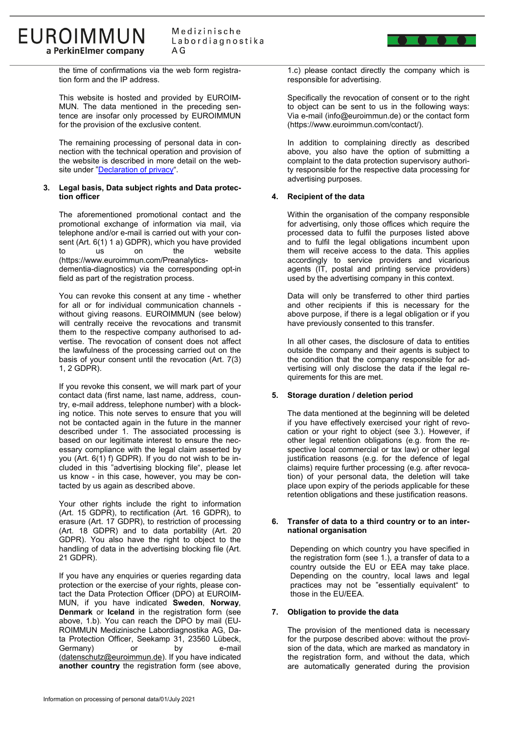the time of confirmations via the web form registration form and the IP address.

This website is hosted and provided by EUROIMMUN. The data mentioned in the preceding sentence are insofar only processed by EUROIMMUN for the provision of the exclusive content.

The remaining processing of personal data in connection with the technical operation and provision of the website is described in more detail on the website under "Declaration of privacy".

### 3. Legal basis, Data subject rights and Data protection officer

The aforementioned promotional contact and the promotional exchange of information via mail, via telephone and/or e-mail is carried out with your consent (Art. 6(1) 1 a) GDPR), which you have provided to us on the website (https://www.euroimmun.com/Preanalytics-dementia-diagnostics) via the corresponding opt-in field as part of the registration process.

You can revoke this consent at any time - whether for all or for individual communication channels - without giving reasons. EUROIMMUN (see below) will centrally receive the revocations and transmit them to the respective company authorised to advertise. The revocation of consent does not affect the lawfulness of the processing carried out on the basis of your consent until the revocation (Art. 7(3) 1, 2 GDPR).

If you revoke this consent, we will mark part of your contact data (first name, last name, address, country, e-mail address, telephone number) with a blocking notice. This note serves to ensure that you will not be contacted again in the future in the manner described under 1. The associated processing is based on our legitimate interest to ensure the necessary compliance with the legal claim asserted by you (Art. 6(1) f) GDPR). If you do not wish to be included in this "advertising blocking file", please let us know - in this case, however, you may be contacted by us again as described above.

Your other rights include the right to information (Art. 15 GDPR), to rectification (Art. 16 GDPR), to erasure (Art. 17 GDPR), to restriction of processing (Art. 18 GDPR) and to data portability (Art. 20 GDPR). You also have the right to object to the handling of data in the advertising blocking file (Art. 21 GDPR).

If you have any enquiries or queries regarding data protection or the exercise of your rights, please contact the Data Protection Officer (DPO) at EUROIMMUN, if you have indicated **Sweden**, **Norway**, **Denmark** or **Iceland** in the registration form (see above, 1.b). You can reach the DPO by mail (EUROIMMUN Medizinische Labordiagnostika AG, Data Protection Officer, Seekamp 31, 23560 Lübeck, Germany) or by e-mail (datenschutz@euroimmun.de). If you have indicated **another country** the registration form (see above, 1.c) please contact directly the company which is responsible for advertising.

Specifically the revocation of consent or to the right to object can be sent to us in the following ways: Via e-mail (info@euroimmun.de) or the contact form (https://www.euroimmun.com/contact/).

In addition to complaining directly as described above, you also have the option of submitting a complaint to the data protection supervisory authority responsible for the respective data processing for advertising purposes.

### 4. Recipient of the data

Within the organisation of the company responsible for advertising, only those offices which require the processed data to fulfil the purposes listed above and to fulfil the legal obligations incumbent upon them will receive access to the data. This applies accordingly to service providers and vicarious agents (IT, postal and printing service providers) used by the advertising company in this context.

Data will only be transferred to other third parties and other recipients if this is necessary for the above purpose, if there is a legal obligation or if you have previously consented to this transfer.

In all other cases, the disclosure of data to entities outside the company and their agents is subject to the condition that the company responsible for advertising will only disclose the data if the legal requirements for this are met.

### 5. Storage duration / deletion period

The data mentioned at the beginning will be deleted if you have effectively exercised your right of revocation or your right to object (see 3.). However, if other legal retention obligations (e.g. from the respective local commercial or tax law) or other legal justification reasons (e.g. for the defence of legal claims) require further processing (e.g. after revocation) of your personal data, the deletion will take place upon expiry of the periods applicable for these retention obligations and these justification reasons.

### 6. Transfer of data to a third country or to an international organisation

Depending on which country you have specified in the registration form (see 1.), a transfer of data to a country outside the EU or EEA may take place. Depending on the country, local laws and legal practices may not be "essentially equivalent" to those in the EU/EEA.

### 7. Obligation to provide the data

The provision of the mentioned data is necessary for the purpose described above: without the provision of the data, which are marked as mandatory in the registration form, and without the data, which are automatically generated during the provision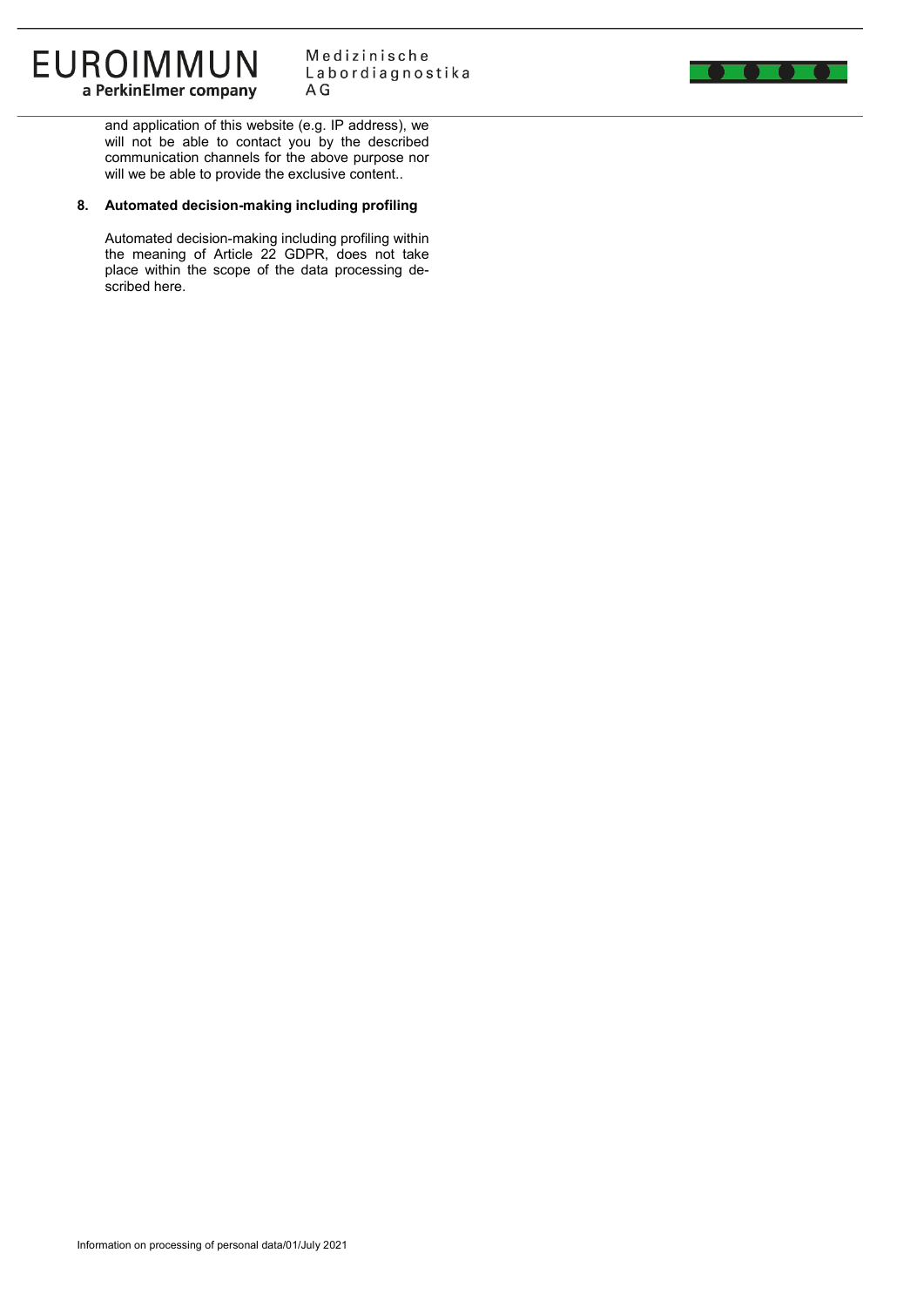and application of this website (e.g. IP address), we will not be able to contact you by the described communication channels for the above purpose nor will we be able to provide the exclusive content..

## 8. Automated decision-making including profiling

Automated decision-making including profiling within the meaning of Article 22 GDPR, does not take place within the scope of the data processing described here.